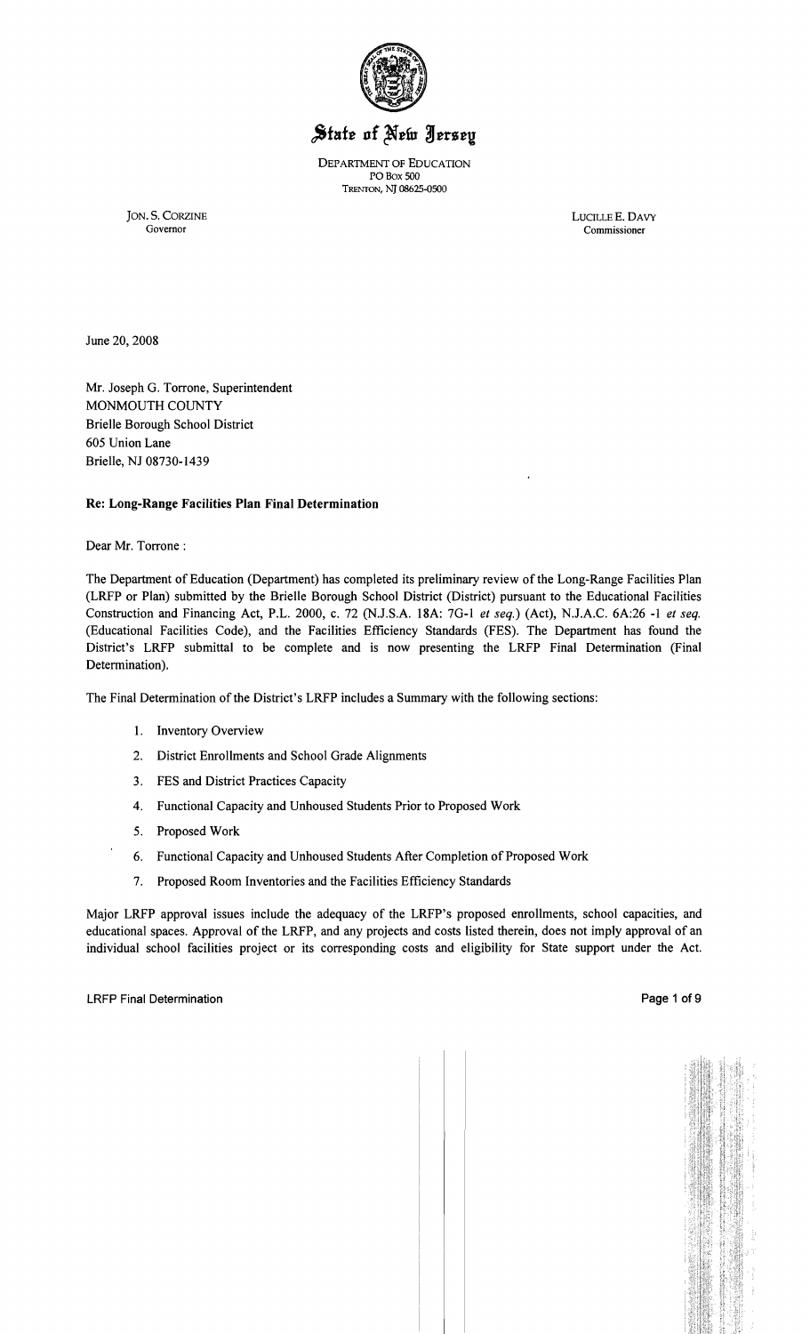# State of New Jersey

DEPARTMENT OF EDUCATION
PO BOX 500
TRENTON, NJ 08625-0500

JON. S. CORZINE
Governor

LUCILLE E. DAVY
Commissioner

June 20, 2008

Mr. Joseph G. Torrone, Superintendent
MONMOUTH COUNTY
Brielle Borough School District
605 Union Lane
Brielle, NJ 08730-1439

**Re: Long-Range Facilities Plan Final Determination**

Dear Mr. Torrone :

The Department of Education (Department) has completed its preliminary review of the Long-Range Facilities Plan (LRFP or Plan) submitted by the Brielle Borough School District (District) pursuant to the Educational Facilities Construction and Financing Act, P.L. 2000, c. 72 (N.J.S.A. 18A: 7G-1 *et seq.*) (Act), N.J.A.C. 6A:26 -1 *et seq.* (Educational Facilities Code), and the Facilities Efficiency Standards (FES). The Department has found the District's LRFP submittal to be complete and is now presenting the LRFP Final Determination (Final Determination).

The Final Determination of the District's LRFP includes a Summary with the following sections:

1. Inventory Overview
2. District Enrollments and School Grade Alignments
3. FES and District Practices Capacity
4. Functional Capacity and Unhoused Students Prior to Proposed Work
5. Proposed Work
6. Functional Capacity and Unhoused Students After Completion of Proposed Work
7. Proposed Room Inventories and the Facilities Efficiency Standards

Major LRFP approval issues include the adequacy of the LRFP's proposed enrollments, school capacities, and educational spaces. Approval of the LRFP, and any projects and costs listed therein, does not imply approval of an individual school facilities project or its corresponding costs and eligibility for State support under the Act.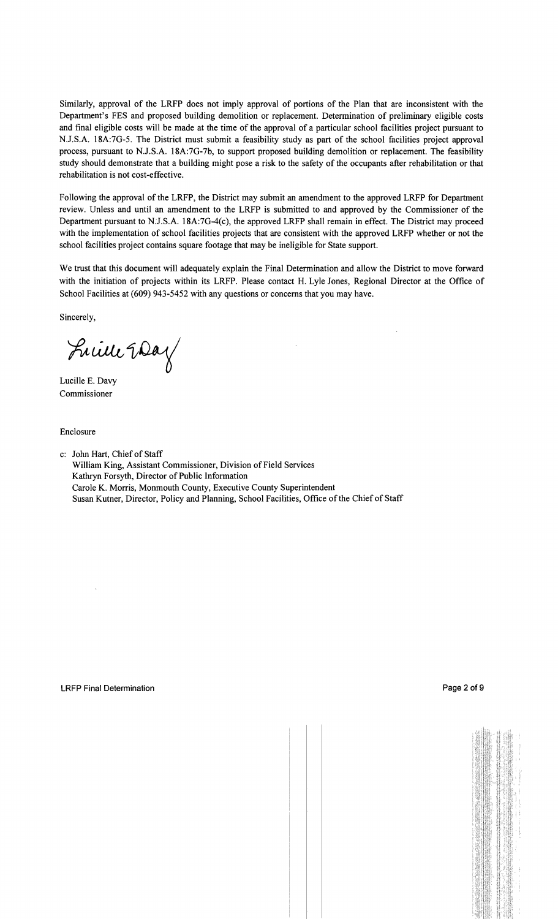Similarly, approval of the LRFP does not imply approval of portions of the Plan that are inconsistent with the Department's FES and proposed building demolition or replacement. Determination of preliminary eligible costs and final eligible costs will be made at the time of the approval of a particular school facilities project pursuant to N.J.S.A. 18A:7G-5. The District must submit a feasibility study as part of the school facilities project approval process, pursuant to N.J.S.A. 18A:7G-7b, to support proposed building demolition or replacement. The feasibility study should demonstrate that a building might pose a risk to the safety of the occupants after rehabilitation or that rehabilitation is not cost-effective.

Following the approval of the LRFP, the District may submit an amendment to the approved LRFP for Department review. Unless and until an amendment to the LRFP is submitted to and approved by the Commissioner of the Department pursuant to N.J.S.A. 18A:7G-4(c), the approved LRFP shall remain in effect. The District may proceed with the implementation of school facilities projects that are consistent with the approved LRFP whether or not the school facilities project contains square footage that may be ineligible for State support.

We trust that this document will adequately explain the Final Determination and allow the District to move forward with the initiation of projects within its LRFP. Please contact H. Lyle Jones, Regional Director at the Office of School Facilities at (609) 943-5452 with any questions or concerns that you may have.

Sincerely,

Lucille E. Davy
Commissioner

Enclosure

c: John Hart, Chief of Staff
William King, Assistant Commissioner, Division of Field Services
Kathryn Forsyth, Director of Public Information
Carole K. Morris, Monmouth County, Executive County Superintendent
Susan Kutner, Director, Policy and Planning, School Facilities, Office of the Chief of Staff

LRFP Final Determination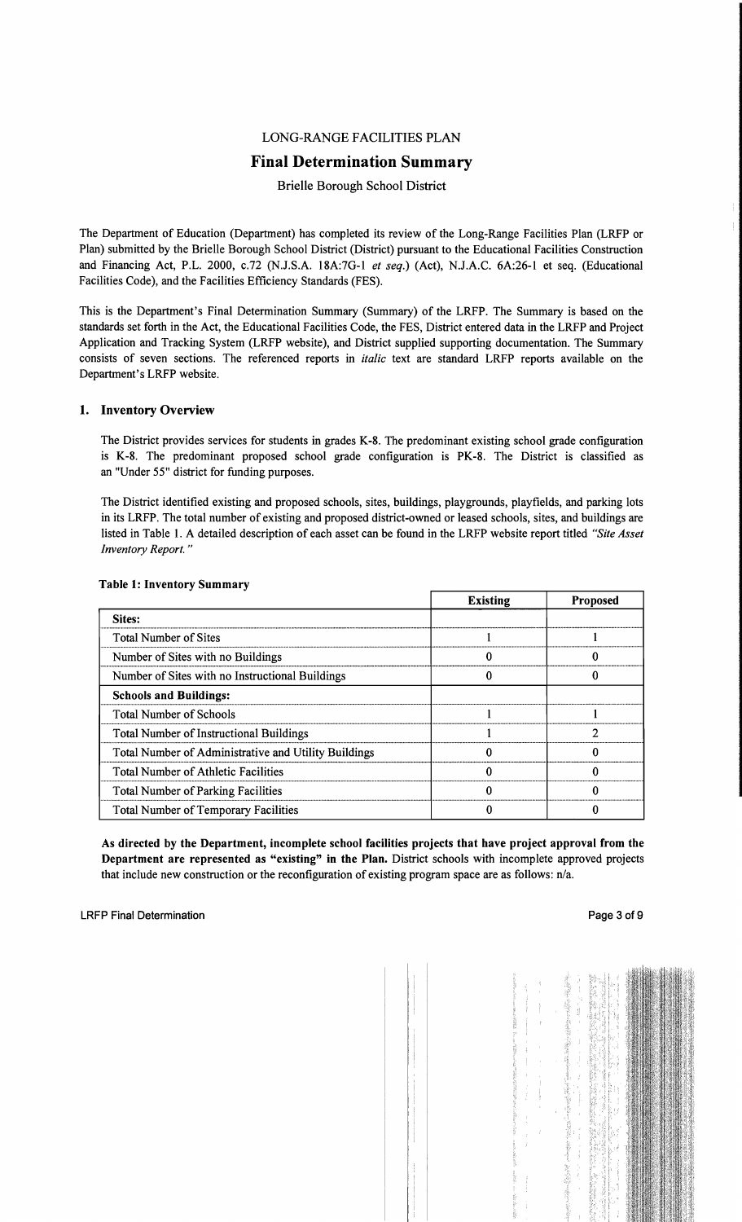LONG-RANGE FACILITIES PLAN

# Final Determination Summary

Brielle Borough School District

The Department of Education (Department) has completed its review of the Long-Range Facilities Plan (LRFP or Plan) submitted by the Brielle Borough School District (District) pursuant to the Educational Facilities Construction and Financing Act, P.L. 2000, c.72 (N.J.S.A. 18A:7G-1 *et seq.*) (Act), N.J.A.C. 6A:26-1 et seq. (Educational Facilities Code), and the Facilities Efficiency Standards (FES).

This is the Department's Final Determination Summary (Summary) of the LRFP. The Summary is based on the standards set forth in the Act, the Educational Facilities Code, the FES, District entered data in the LRFP and Project Application and Tracking System (LRFP website), and District supplied supporting documentation. The Summary consists of seven sections. The referenced reports in *italic* text are standard LRFP reports available on the Department's LRFP website.

## 1. Inventory Overview

The District provides services for students in grades K-8. The predominant existing school grade configuration is K-8. The predominant proposed school grade configuration is PK-8. The District is classified as an "Under 55" district for funding purposes.

The District identified existing and proposed schools, sites, buildings, playgrounds, playfields, and parking lots in its LRFP. The total number of existing and proposed district-owned or leased schools, sites, and buildings are listed in Table 1. A detailed description of each asset can be found in the LRFP website report titled *"Site Asset Inventory Report."*

**Table 1: Inventory Summary**

| | Existing | Proposed |
|---|---|---|
| **Sites:** | | |
| Total Number of Sites | 1 | 1 |
| Number of Sites with no Buildings | 0 | 0 |
| Number of Sites with no Instructional Buildings | 0 | 0 |
| **Schools and Buildings:** | | |
| Total Number of Schools | 1 | 1 |
| Total Number of Instructional Buildings | 1 | 2 |
| Total Number of Administrative and Utility Buildings | 0 | 0 |
| Total Number of Athletic Facilities | 0 | 0 |
| Total Number of Parking Facilities | 0 | 0 |
| Total Number of Temporary Facilities | 0 | 0 |

**As directed by the Department, incomplete school facilities projects that have project approval from the Department are represented as "existing" in the Plan.** District schools with incomplete approved projects that include new construction or the reconfiguration of existing program space are as follows: n/a.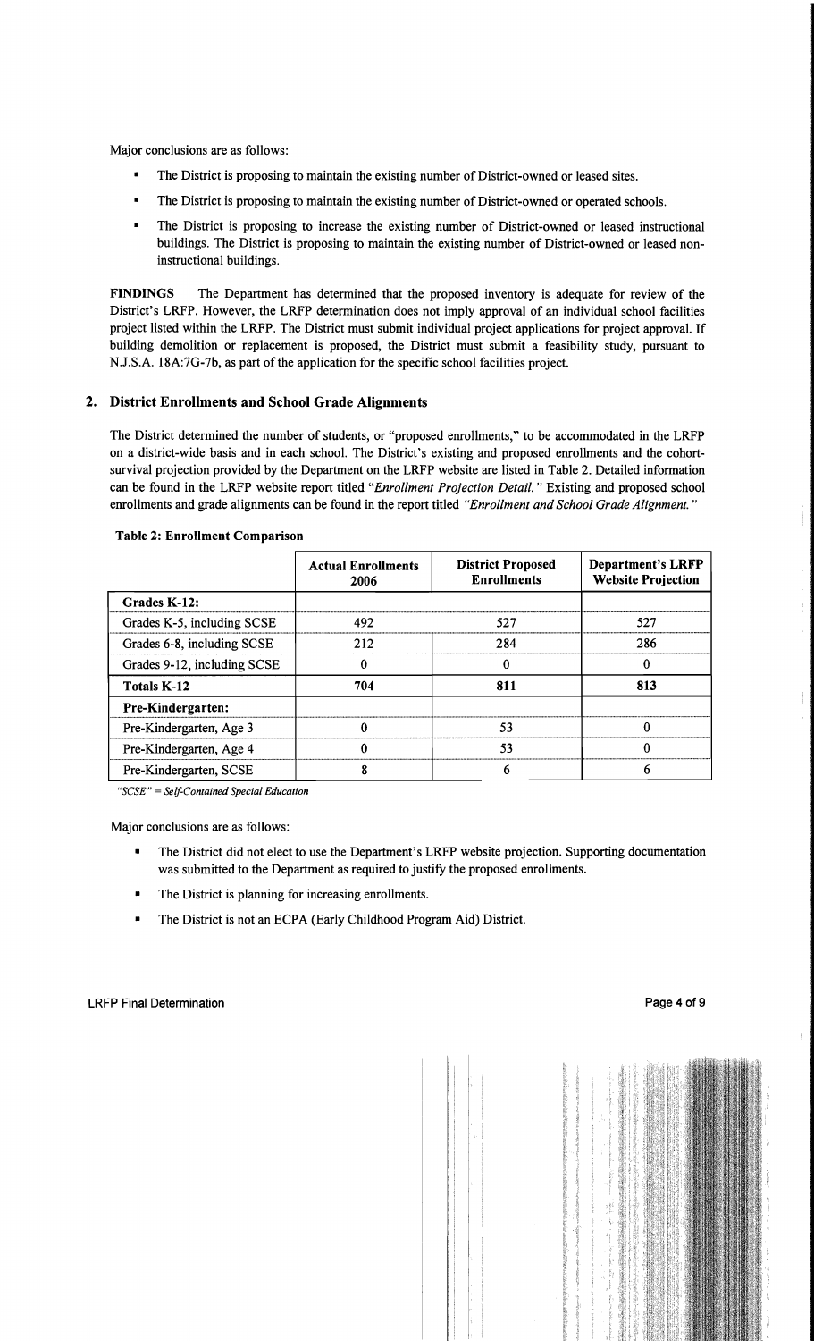Major conclusions are as follows:

- The District is proposing to maintain the existing number of District-owned or leased sites.
- The District is proposing to maintain the existing number of District-owned or operated schools.
- The District is proposing to increase the existing number of District-owned or leased instructional buildings. The District is proposing to maintain the existing number of District-owned or leased non-instructional buildings.

**FINDINGS** The Department has determined that the proposed inventory is adequate for review of the District's LRFP. However, the LRFP determination does not imply approval of an individual school facilities project listed within the LRFP. The District must submit individual project applications for project approval. If building demolition or replacement is proposed, the District must submit a feasibility study, pursuant to N.J.S.A. 18A:7G-7b, as part of the application for the specific school facilities project.

## 2. District Enrollments and School Grade Alignments

The District determined the number of students, or "proposed enrollments," to be accommodated in the LRFP on a district-wide basis and in each school. The District's existing and proposed enrollments and the cohort-survival projection provided by the Department on the LRFP website are listed in Table 2. Detailed information can be found in the LRFP website report titled *"Enrollment Projection Detail."* Existing and proposed school enrollments and grade alignments can be found in the report titled *"Enrollment and School Grade Alignment."*

**Table 2: Enrollment Comparison**

| | Actual Enrollments 2006 | District Proposed Enrollments | Department's LRFP Website Projection |
|---|---|---|---|
| **Grades K-12:** | | | |
| Grades K-5, including SCSE | 492 | 527 | 527 |
| Grades 6-8, including SCSE | 212 | 284 | 286 |
| Grades 9-12, including SCSE | 0 | 0 | 0 |
| **Totals K-12** | **704** | **811** | **813** |
| **Pre-Kindergarten:** | | | |
| Pre-Kindergarten, Age 3 | 0 | 53 | 0 |
| Pre-Kindergarten, Age 4 | 0 | 53 | 0 |
| Pre-Kindergarten, SCSE | 8 | 6 | 6 |

*"SCSE" = Self-Contained Special Education*

Major conclusions are as follows:

- The District did not elect to use the Department's LRFP website projection. Supporting documentation was submitted to the Department as required to justify the proposed enrollments.
- The District is planning for increasing enrollments.
- The District is not an ECPA (Early Childhood Program Aid) District.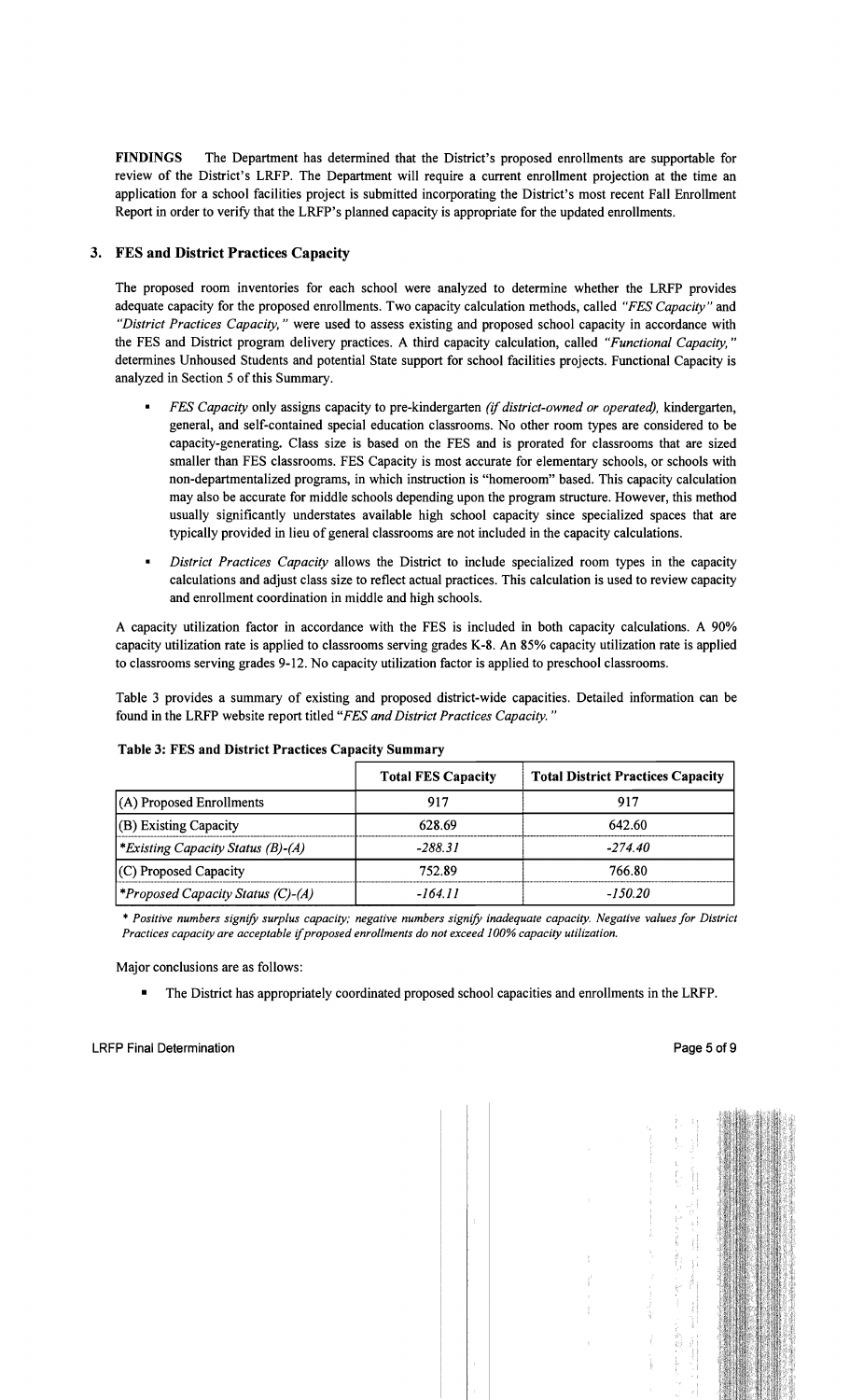**FINDINGS** The Department has determined that the District's proposed enrollments are supportable for review of the District's LRFP. The Department will require a current enrollment projection at the time an application for a school facilities project is submitted incorporating the District's most recent Fall Enrollment Report in order to verify that the LRFP's planned capacity is appropriate for the updated enrollments.

### 3. FES and District Practices Capacity

The proposed room inventories for each school were analyzed to determine whether the LRFP provides adequate capacity for the proposed enrollments. Two capacity calculation methods, called *"FES Capacity"* and *"District Practices Capacity,"* were used to assess existing and proposed school capacity in accordance with the FES and District program delivery practices. A third capacity calculation, called *"Functional Capacity,"* determines Unhoused Students and potential State support for school facilities projects. Functional Capacity is analyzed in Section 5 of this Summary.

- *FES Capacity* only assigns capacity to pre-kindergarten *(if district-owned or operated),* kindergarten, general, and self-contained special education classrooms. No other room types are considered to be capacity-generating. Class size is based on the FES and is prorated for classrooms that are sized smaller than FES classrooms. FES Capacity is most accurate for elementary schools, or schools with non-departmentalized programs, in which instruction is "homeroom" based. This capacity calculation may also be accurate for middle schools depending upon the program structure. However, this method usually significantly understates available high school capacity since specialized spaces that are typically provided in lieu of general classrooms are not included in the capacity calculations.
- *District Practices Capacity* allows the District to include specialized room types in the capacity calculations and adjust class size to reflect actual practices. This calculation is used to review capacity and enrollment coordination in middle and high schools.

A capacity utilization factor in accordance with the FES is included in both capacity calculations. A 90% capacity utilization rate is applied to classrooms serving grades K-8. An 85% capacity utilization rate is applied to classrooms serving grades 9-12. No capacity utilization factor is applied to preschool classrooms.

Table 3 provides a summary of existing and proposed district-wide capacities. Detailed information can be found in the LRFP website report titled *"FES and District Practices Capacity."*

**Table 3: FES and District Practices Capacity Summary**

| | Total FES Capacity | Total District Practices Capacity |
|---|---|---|
| (A) Proposed Enrollments | 917 | 917 |
| (B) Existing Capacity | 628.69 | 642.60 |
| *\*Existing Capacity Status (B)-(A)* | *-288.31* | *-274.40* |
| (C) Proposed Capacity | 752.89 | 766.80 |
| *\*Proposed Capacity Status (C)-(A)* | *-164.11* | *-150.20* |

*\* Positive numbers signify surplus capacity; negative numbers signify inadequate capacity. Negative values for District Practices capacity are acceptable if proposed enrollments do not exceed 100% capacity utilization.*

Major conclusions are as follows:

- The District has appropriately coordinated proposed school capacities and enrollments in the LRFP.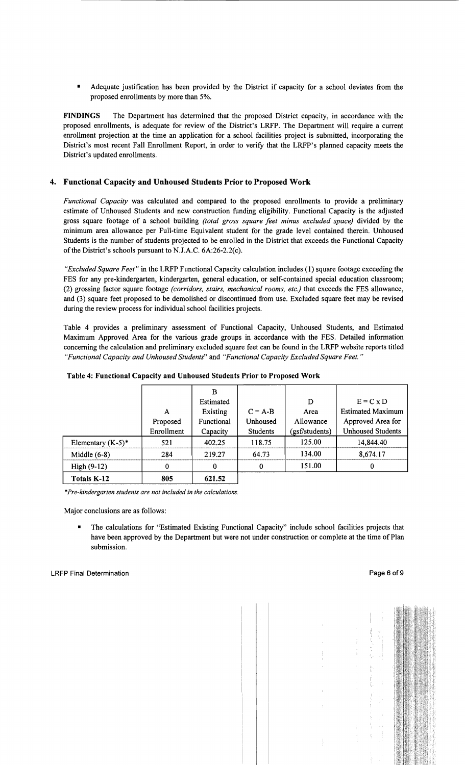- Adequate justification has been provided by the District if capacity for a school deviates from the proposed enrollments by more than 5%.

**FINDINGS** The Department has determined that the proposed District capacity, in accordance with the proposed enrollments, is adequate for review of the District's LRFP. The Department will require a current enrollment projection at the time an application for a school facilities project is submitted, incorporating the District's most recent Fall Enrollment Report, in order to verify that the LRFP's planned capacity meets the District's updated enrollments.

## 4. Functional Capacity and Unhoused Students Prior to Proposed Work

*Functional Capacity* was calculated and compared to the proposed enrollments to provide a preliminary estimate of Unhoused Students and new construction funding eligibility. Functional Capacity is the adjusted gross square footage of a school building *(total gross square feet minus excluded space)* divided by the minimum area allowance per Full-time Equivalent student for the grade level contained therein. Unhoused Students is the number of students projected to be enrolled in the District that exceeds the Functional Capacity of the District's schools pursuant to N.J.A.C. 6A:26-2.2(c).

*"Excluded Square Feet"* in the LRFP Functional Capacity calculation includes (1) square footage exceeding the FES for any pre-kindergarten, kindergarten, general education, or self-contained special education classroom; (2) grossing factor square footage *(corridors, stairs, mechanical rooms, etc.)* that exceeds the FES allowance, and (3) square feet proposed to be demolished or discontinued from use. Excluded square feet may be revised during the review process for individual school facilities projects.

Table 4 provides a preliminary assessment of Functional Capacity, Unhoused Students, and Estimated Maximum Approved Area for the various grade groups in accordance with the FES. Detailed information concerning the calculation and preliminary excluded square feet can be found in the LRFP website reports titled *"Functional Capacity and Unhoused Students"* and *"Functional Capacity Excluded Square Feet."*

**Table 4: Functional Capacity and Unhoused Students Prior to Proposed Work**

| | A Proposed Enrollment | B Estimated Existing Functional Capacity | C = A-B Unhoused Students | D Area Allowance (gsf/students) | E = C x D Estimated Maximum Approved Area for Unhoused Students |
|---|---|---|---|---|---|
| Elementary (K-5)* | 521 | 402.25 | 118.75 | 125.00 | 14,844.40 |
| Middle (6-8) | 284 | 219.27 | 64.73 | 134.00 | 8,674.17 |
| High (9-12) | 0 | 0 | 0 | 151.00 | 0 |
| **Totals K-12** | **805** | **621.52** | | | |

*\*Pre-kindergarten students are not included in the calculations.*

Major conclusions are as follows:

- The calculations for "Estimated Existing Functional Capacity" include school facilities projects that have been approved by the Department but were not under construction or complete at the time of Plan submission.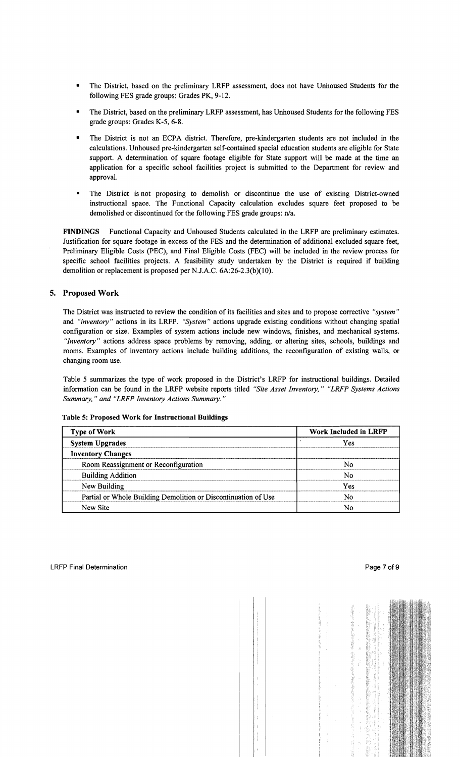- The District, based on the preliminary LRFP assessment, does not have Unhoused Students for the following FES grade groups: Grades PK, 9-12.
- The District, based on the preliminary LRFP assessment, has Unhoused Students for the following FES grade groups: Grades K-5, 6-8.
- The District is not an ECPA district. Therefore, pre-kindergarten students are not included in the calculations. Unhoused pre-kindergarten self-contained special education students are eligible for State support. A determination of square footage eligible for State support will be made at the time an application for a specific school facilities project is submitted to the Department for review and approval.
- The District is not proposing to demolish or discontinue the use of existing District-owned instructional space. The Functional Capacity calculation excludes square feet proposed to be demolished or discontinued for the following FES grade groups: n/a.

**FINDINGS** Functional Capacity and Unhoused Students calculated in the LRFP are preliminary estimates. Justification for square footage in excess of the FES and the determination of additional excluded square feet, Preliminary Eligible Costs (PEC), and Final Eligible Costs (FEC) will be included in the review process for specific school facilities projects. A feasibility study undertaken by the District is required if building demolition or replacement is proposed per N.J.A.C. 6A:26-2.3(b)(10).

## 5. Proposed Work

The District was instructed to review the condition of its facilities and sites and to propose corrective *"system"* and *"inventory"* actions in its LRFP. *"System"* actions upgrade existing conditions without changing spatial configuration or size. Examples of system actions include new windows, finishes, and mechanical systems. *"Inventory"* actions address space problems by removing, adding, or altering sites, schools, buildings and rooms. Examples of inventory actions include building additions, the reconfiguration of existing walls, or changing room use.

Table 5 summarizes the type of work proposed in the District's LRFP for instructional buildings. Detailed information can be found in the LRFP website reports titled *"Site Asset Inventory," "LRFP Systems Actions Summary," and "LRFP Inventory Actions Summary."*

**Table 5: Proposed Work for Instructional Buildings**

| Type of Work | Work Included in LRFP |
|---|---|
| **System Upgrades** | Yes |
| **Inventory Changes** | |
| Room Reassignment or Reconfiguration | No |
| Building Addition | No |
| New Building | Yes |
| Partial or Whole Building Demolition or Discontinuation of Use | No |
| New Site | No |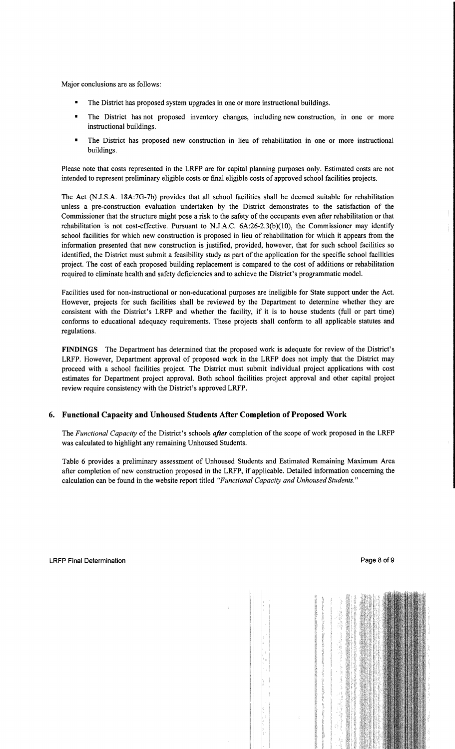Major conclusions are as follows:

- The District has proposed system upgrades in one or more instructional buildings.
- The District has not proposed inventory changes, including new construction, in one or more instructional buildings.
- The District has proposed new construction in lieu of rehabilitation in one or more instructional buildings.

Please note that costs represented in the LRFP are for capital planning purposes only. Estimated costs are not intended to represent preliminary eligible costs or final eligible costs of approved school facilities projects.

The Act (N.J.S.A. 18A:7G-7b) provides that all school facilities shall be deemed suitable for rehabilitation unless a pre-construction evaluation undertaken by the District demonstrates to the satisfaction of the Commissioner that the structure might pose a risk to the safety of the occupants even after rehabilitation or that rehabilitation is not cost-effective. Pursuant to N.J.A.C. 6A:26-2.3(b)(10), the Commissioner may identify school facilities for which new construction is proposed in lieu of rehabilitation for which it appears from the information presented that new construction is justified, provided, however, that for such school facilities so identified, the District must submit a feasibility study as part of the application for the specific school facilities project. The cost of each proposed building replacement is compared to the cost of additions or rehabilitation required to eliminate health and safety deficiencies and to achieve the District's programmatic model.

Facilities used for non-instructional or non-educational purposes are ineligible for State support under the Act. However, projects for such facilities shall be reviewed by the Department to determine whether they are consistent with the District's LRFP and whether the facility, if it is to house students (full or part time) conforms to educational adequacy requirements. These projects shall conform to all applicable statutes and regulations.

**FINDINGS** The Department has determined that the proposed work is adequate for review of the District's LRFP. However, Department approval of proposed work in the LRFP does not imply that the District may proceed with a school facilities project. The District must submit individual project applications with cost estimates for Department project approval. Both school facilities project approval and other capital project review require consistency with the District's approved LRFP.

## 6. Functional Capacity and Unhoused Students After Completion of Proposed Work

The *Functional Capacity* of the District's schools ***after*** completion of the scope of work proposed in the LRFP was calculated to highlight any remaining Unhoused Students.

Table 6 provides a preliminary assessment of Unhoused Students and Estimated Remaining Maximum Area after completion of new construction proposed in the LRFP, if applicable. Detailed information concerning the calculation can be found in the website report titled *"Functional Capacity and Unhoused Students."*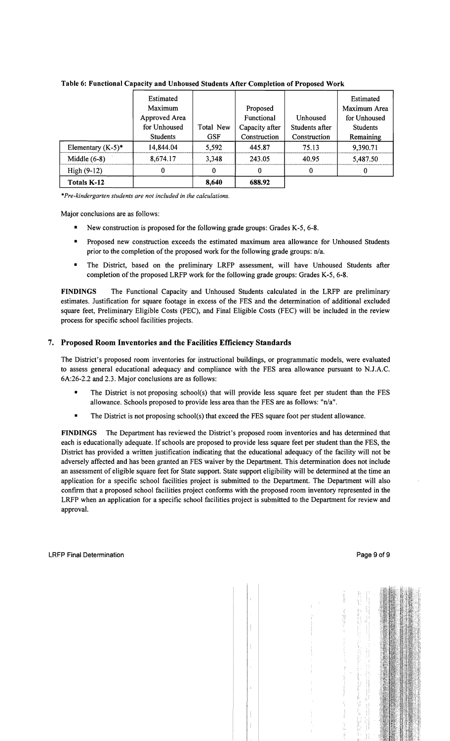**Table 6: Functional Capacity and Unhoused Students After Completion of Proposed Work**

| | Estimated Maximum Approved Area for Unhoused Students | Total New GSF | Proposed Functional Capacity after Construction | Unhoused Students after Construction | Estimated Maximum Area for Unhoused Students Remaining |
|---|---|---|---|---|---|
| Elementary (K-5)* | 14,844.04 | 5,592 | 445.87 | 75.13 | 9,390.71 |
| Middle (6-8) | 8,674.17 | 3,348 | 243.05 | 40.95 | 5,487.50 |
| High (9-12) | 0 | 0 | 0 | 0 | 0 |
| **Totals K-12** | | **8,640** | **688.92** | | |

*\*Pre-kindergarten students are not included in the calculations.*

Major conclusions are as follows:

- New construction is proposed for the following grade groups: Grades K-5, 6-8.
- Proposed new construction exceeds the estimated maximum area allowance for Unhoused Students prior to the completion of the proposed work for the following grade groups: n/a.
- The District, based on the preliminary LRFP assessment, will have Unhoused Students after completion of the proposed LRFP work for the following grade groups: Grades K-5, 6-8.

**FINDINGS** The Functional Capacity and Unhoused Students calculated in the LRFP are preliminary estimates. Justification for square footage in excess of the FES and the determination of additional excluded square feet, Preliminary Eligible Costs (PEC), and Final Eligible Costs (FEC) will be included in the review process for specific school facilities projects.

### 7. Proposed Room Inventories and the Facilities Efficiency Standards

The District's proposed room inventories for instructional buildings, or programmatic models, were evaluated to assess general educational adequacy and compliance with the FES area allowance pursuant to N.J.A.C. 6A:26-2.2 and 2.3. Major conclusions are as follows:

- The District is not proposing school(s) that will provide less square feet per student than the FES allowance. Schools proposed to provide less area than the FES are as follows: "n/a".
- The District is not proposing school(s) that exceed the FES square foot per student allowance.

**FINDINGS** The Department has reviewed the District's proposed room inventories and has determined that each is educationally adequate. If schools are proposed to provide less square feet per student than the FES, the District has provided a written justification indicating that the educational adequacy of the facility will not be adversely affected and has been granted an FES waiver by the Department. This determination does not include an assessment of eligible square feet for State support. State support eligibility will be determined at the time an application for a specific school facilities project is submitted to the Department. The Department will also confirm that a proposed school facilities project conforms with the proposed room inventory represented in the LRFP when an application for a specific school facilities project is submitted to the Department for review and approval.